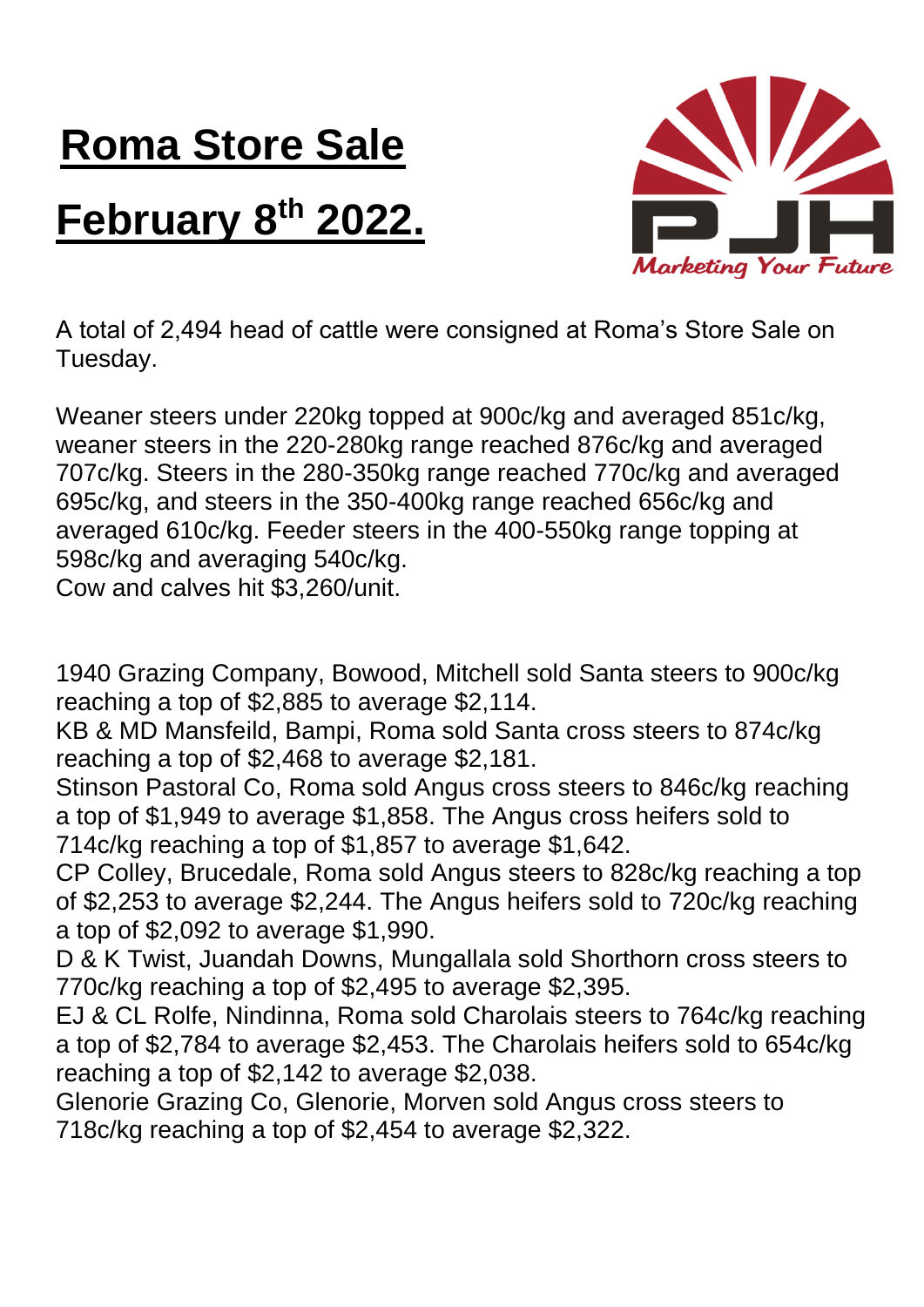# Roma Store Sale

# February 8th 2022.

A total of 2,494 head of cattle were consigned at Roma's Store Sale on Tuesday.

Weaner steers under 220kg topped at 900c/kg and averaged 851c/kg, weaner steers in the 220-280kg range reached 876c/kg and averaged 707c/kg. Steers in the 280-350kg range reached 770c/kg and averaged 695c/kg, and steers in the 350-400kg range reached 656c/kg and averaged 610c/kg. Feeder steers in the 400-550kg range topping at 598c/kg and averaging 540c/kg.
Cow and calves hit $3,260/unit.

1940 Grazing Company, Bowood, Mitchell sold Santa steers to 900c/kg reaching a top of $2,885 to average $2,114.
KB & MD Mansfeild, Bampi, Roma sold Santa cross steers to 874c/kg reaching a top of $2,468 to average $2,181.
Stinson Pastoral Co, Roma sold Angus cross steers to 846c/kg reaching a top of $1,949 to average $1,858. The Angus cross heifers sold to 714c/kg reaching a top of $1,857 to average $1,642.
CP Colley, Brucedale, Roma sold Angus steers to 828c/kg reaching a top of $2,253 to average $2,244. The Angus heifers sold to 720c/kg reaching a top of $2,092 to average $1,990.
D & K Twist, Juandah Downs, Mungallala sold Shorthorn cross steers to 770c/kg reaching a top of $2,495 to average $2,395.
EJ & CL Rolfe, Nindinna, Roma sold Charolais steers to 764c/kg reaching a top of $2,784 to average $2,453. The Charolais heifers sold to 654c/kg reaching a top of $2,142 to average $2,038.
Glenorie Grazing Co, Glenorie, Morven sold Angus cross steers to 718c/kg reaching a top of $2,454 to average $2,322.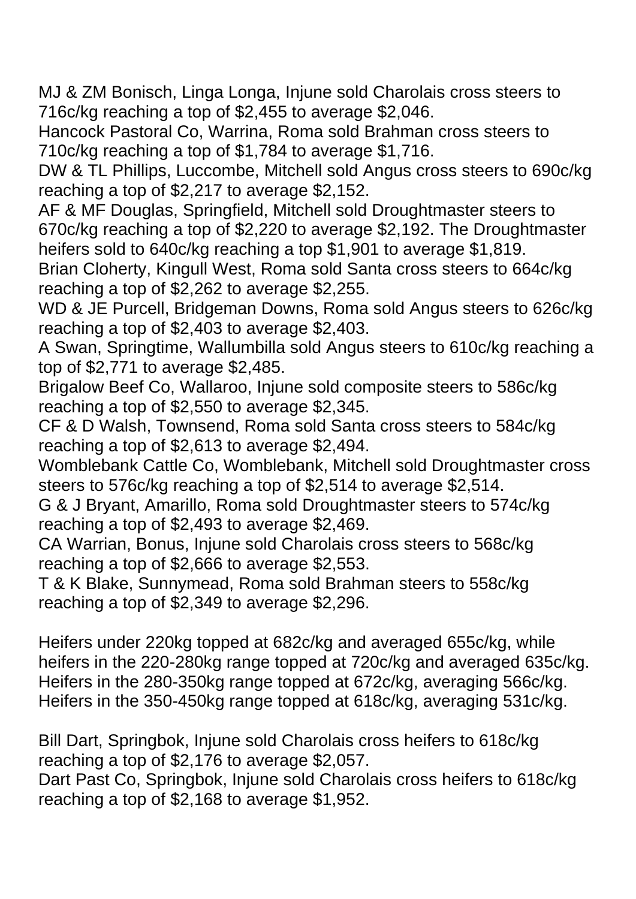MJ & ZM Bonisch, Linga Longa, Injune sold Charolais cross steers to 716c/kg reaching a top of $2,455 to average $2,046.
Hancock Pastoral Co, Warrina, Roma sold Brahman cross steers to 710c/kg reaching a top of $1,784 to average $1,716.
DW & TL Phillips, Luccombe, Mitchell sold Angus cross steers to 690c/kg reaching a top of $2,217 to average $2,152.
AF & MF Douglas, Springfield, Mitchell sold Droughtmaster steers to 670c/kg reaching a top of $2,220 to average $2,192. The Droughtmaster heifers sold to 640c/kg reaching a top $1,901 to average $1,819.
Brian Cloherty, Kingull West, Roma sold Santa cross steers to 664c/kg reaching a top of $2,262 to average $2,255.
WD & JE Purcell, Bridgeman Downs, Roma sold Angus steers to 626c/kg reaching a top of $2,403 to average $2,403.
A Swan, Springtime, Wallumbilla sold Angus steers to 610c/kg reaching a top of $2,771 to average $2,485.
Brigalow Beef Co, Wallaroo, Injune sold composite steers to 586c/kg reaching a top of $2,550 to average $2,345.
CF & D Walsh, Townsend, Roma sold Santa cross steers to 584c/kg reaching a top of $2,613 to average $2,494.
Womblebank Cattle Co, Womblebank, Mitchell sold Droughtmaster cross steers to 576c/kg reaching a top of $2,514 to average $2,514.
G & J Bryant, Amarillo, Roma sold Droughtmaster steers to 574c/kg reaching a top of $2,493 to average $2,469.
CA Warrian, Bonus, Injune sold Charolais cross steers to 568c/kg reaching a top of $2,666 to average $2,553.
T & K Blake, Sunnymead, Roma sold Brahman steers to 558c/kg reaching a top of $2,349 to average $2,296.

Heifers under 220kg topped at 682c/kg and averaged 655c/kg, while heifers in the 220-280kg range topped at 720c/kg and averaged 635c/kg. Heifers in the 280-350kg range topped at 672c/kg, averaging 566c/kg. Heifers in the 350-450kg range topped at 618c/kg, averaging 531c/kg.

Bill Dart, Springbok, Injune sold Charolais cross heifers to 618c/kg reaching a top of $2,176 to average $2,057.
Dart Past Co, Springbok, Injune sold Charolais cross heifers to 618c/kg reaching a top of $2,168 to average $1,952.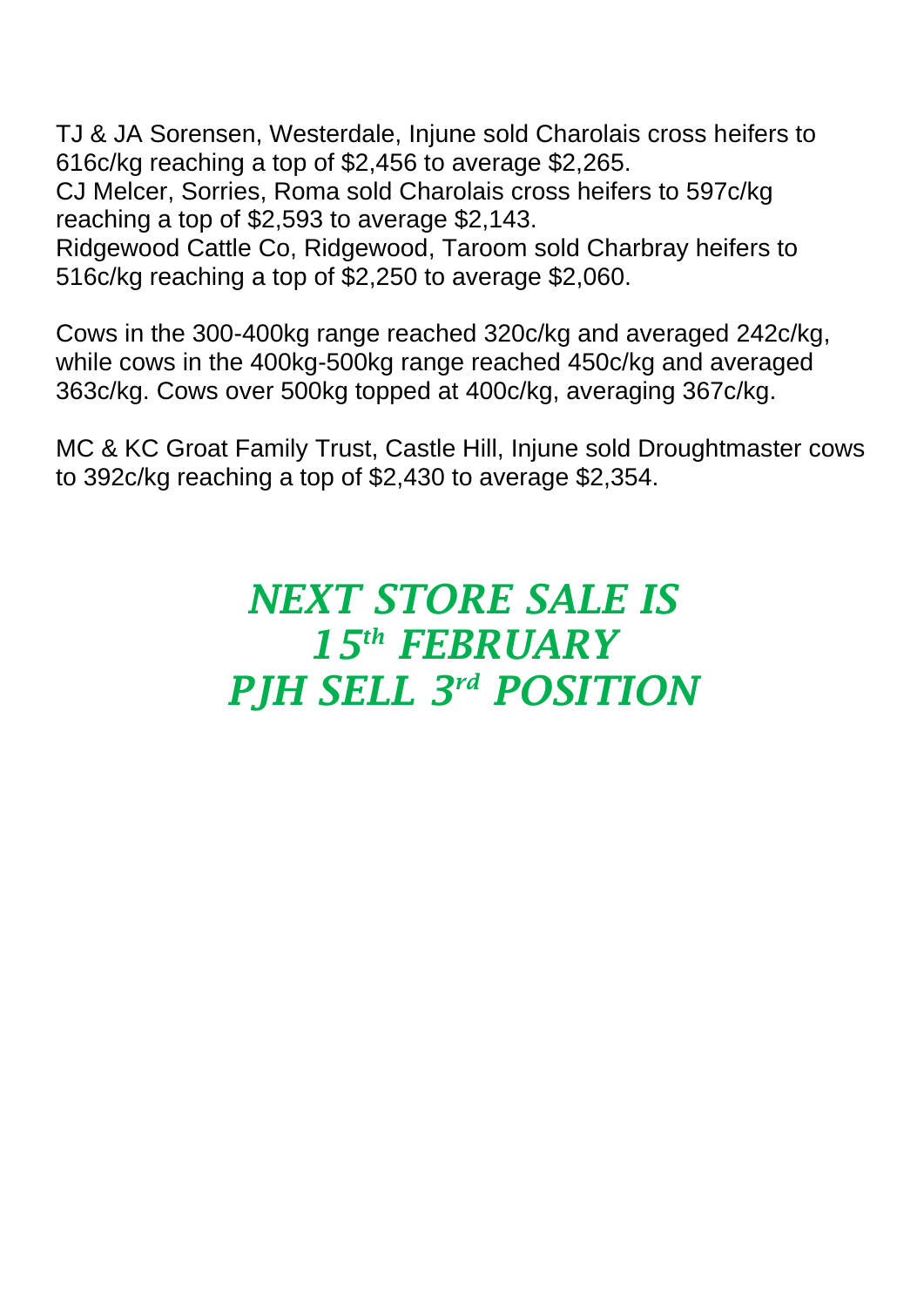TJ & JA Sorensen, Westerdale, Injune sold Charolais cross heifers to 616c/kg reaching a top of $2,456 to average $2,265.
CJ Melcer, Sorries, Roma sold Charolais cross heifers to 597c/kg reaching a top of $2,593 to average $2,143.
Ridgewood Cattle Co, Ridgewood, Taroom sold Charbray heifers to 516c/kg reaching a top of $2,250 to average $2,060.

Cows in the 300-400kg range reached 320c/kg and averaged 242c/kg, while cows in the 400kg-500kg range reached 450c/kg and averaged 363c/kg. Cows over 500kg topped at 400c/kg, averaging 367c/kg.

MC & KC Groat Family Trust, Castle Hill, Injune sold Droughtmaster cows to 392c/kg reaching a top of $2,430 to average $2,354.

***NEXT STORE SALE IS***
***15th FEBRUARY***
***PJH SELL 3rd POSITION***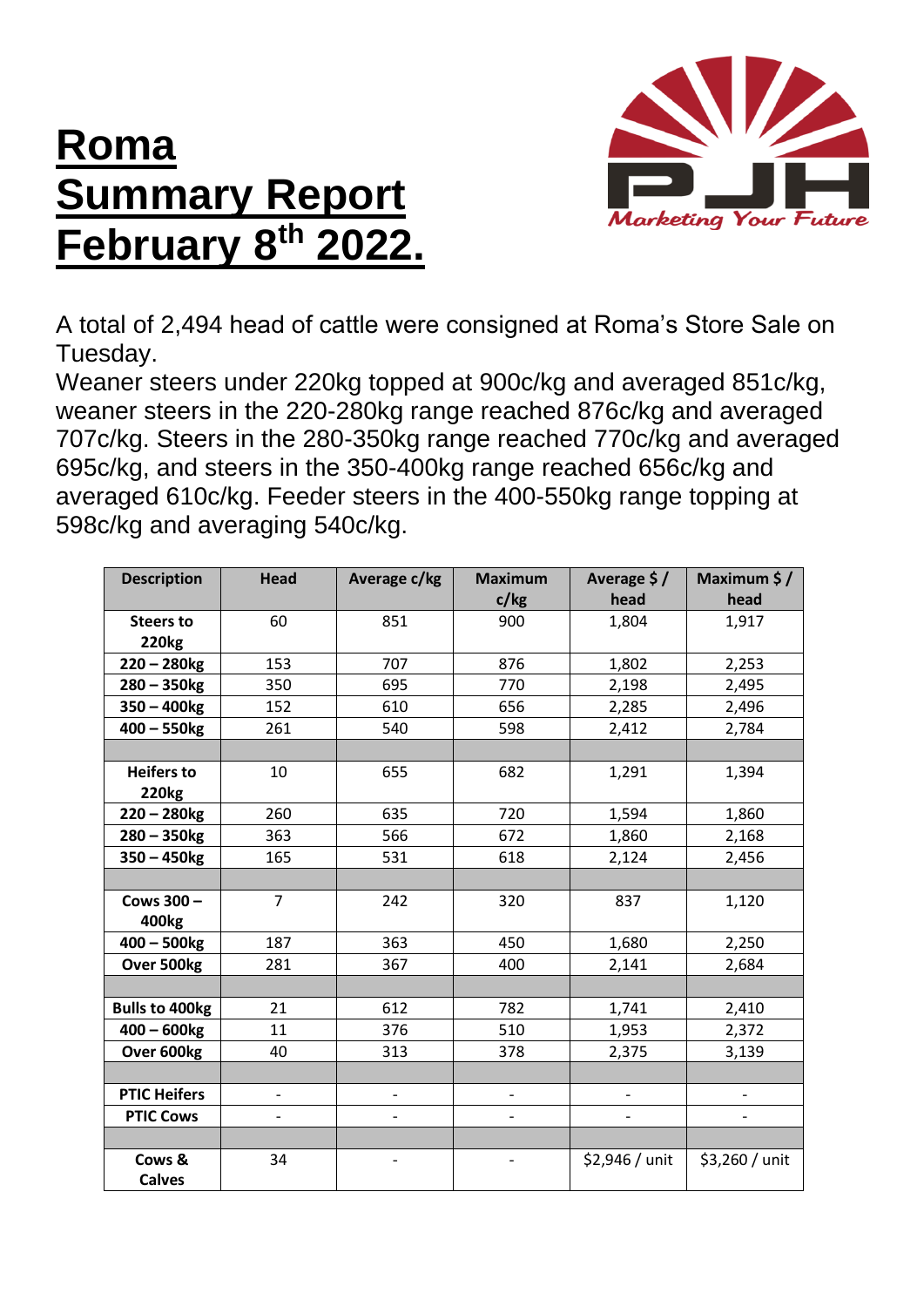# Roma Summary Report February 8th 2022.

PJH
Marketing Your Future

A total of 2,494 head of cattle were consigned at Roma's Store Sale on Tuesday.

Weaner steers under 220kg topped at 900c/kg and averaged 851c/kg, weaner steers in the 220-280kg range reached 876c/kg and averaged 707c/kg. Steers in the 280-350kg range reached 770c/kg and averaged 695c/kg, and steers in the 350-400kg range reached 656c/kg and averaged 610c/kg. Feeder steers in the 400-550kg range topping at 598c/kg and averaging 540c/kg.

| Description | Head | Average c/kg | Maximum c/kg | Average $ / head | Maximum $ / head |
|---|---|---|---|---|---|
| Steers to 220kg | 60 | 851 | 900 | 1,804 | 1,917 |
| 220 – 280kg | 153 | 707 | 876 | 1,802 | 2,253 |
| 280 – 350kg | 350 | 695 | 770 | 2,198 | 2,495 |
| 350 – 400kg | 152 | 610 | 656 | 2,285 | 2,496 |
| 400 – 550kg | 261 | 540 | 598 | 2,412 | 2,784 |
| | | | | | |
| Heifers to 220kg | 10 | 655 | 682 | 1,291 | 1,394 |
| 220 – 280kg | 260 | 635 | 720 | 1,594 | 1,860 |
| 280 – 350kg | 363 | 566 | 672 | 1,860 | 2,168 |
| 350 – 450kg | 165 | 531 | 618 | 2,124 | 2,456 |
| | | | | | |
| Cows 300 – 400kg | 7 | 242 | 320 | 837 | 1,120 |
| 400 – 500kg | 187 | 363 | 450 | 1,680 | 2,250 |
| Over 500kg | 281 | 367 | 400 | 2,141 | 2,684 |
| | | | | | |
| Bulls to 400kg | 21 | 612 | 782 | 1,741 | 2,410 |
| 400 – 600kg | 11 | 376 | 510 | 1,953 | 2,372 |
| Over 600kg | 40 | 313 | 378 | 2,375 | 3,139 |
| | | | | | |
| PTIC Heifers | - | - | - | - | - |
| PTIC Cows | - | - | - | - | - |
| | | | | | |
| Cows & Calves | 34 | - | - | $2,946 / unit | $3,260 / unit |